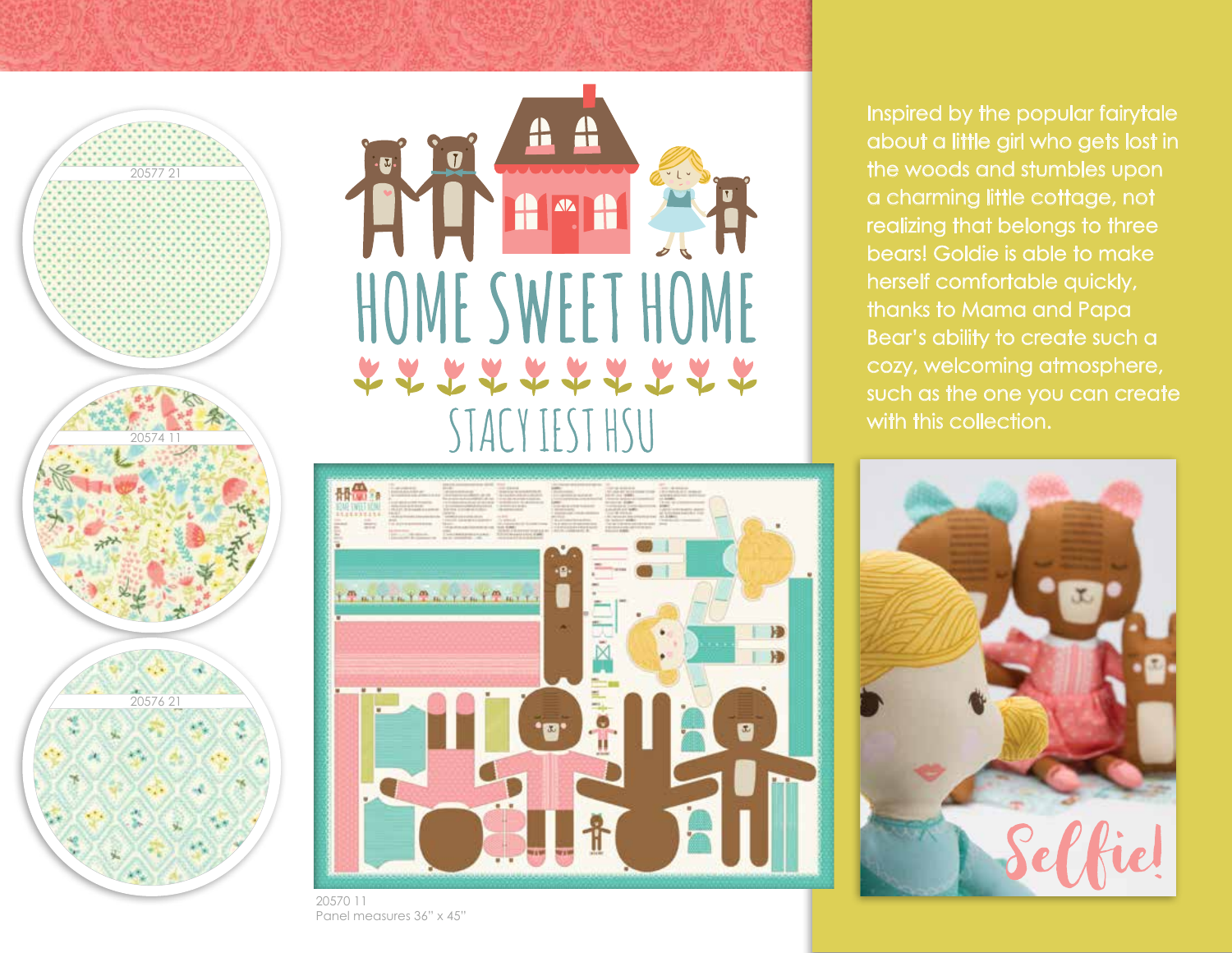# HOME SWEET HOME

## STACY IEST HSU

20577 21

20574 11

20576 21

Inspired by the popular fairytale about a little girl who gets lost in the woods and stumbles upon a charming little cottage, not realizing that belongs to three bears! Goldie is able to make herself comfortable quickly, thanks to Mama and Papa Bear's ability to create such a cozy, welcoming atmosphere, such as the one you can create with this collection.

20570 11
Panel measures 36" x 45"

Selfie!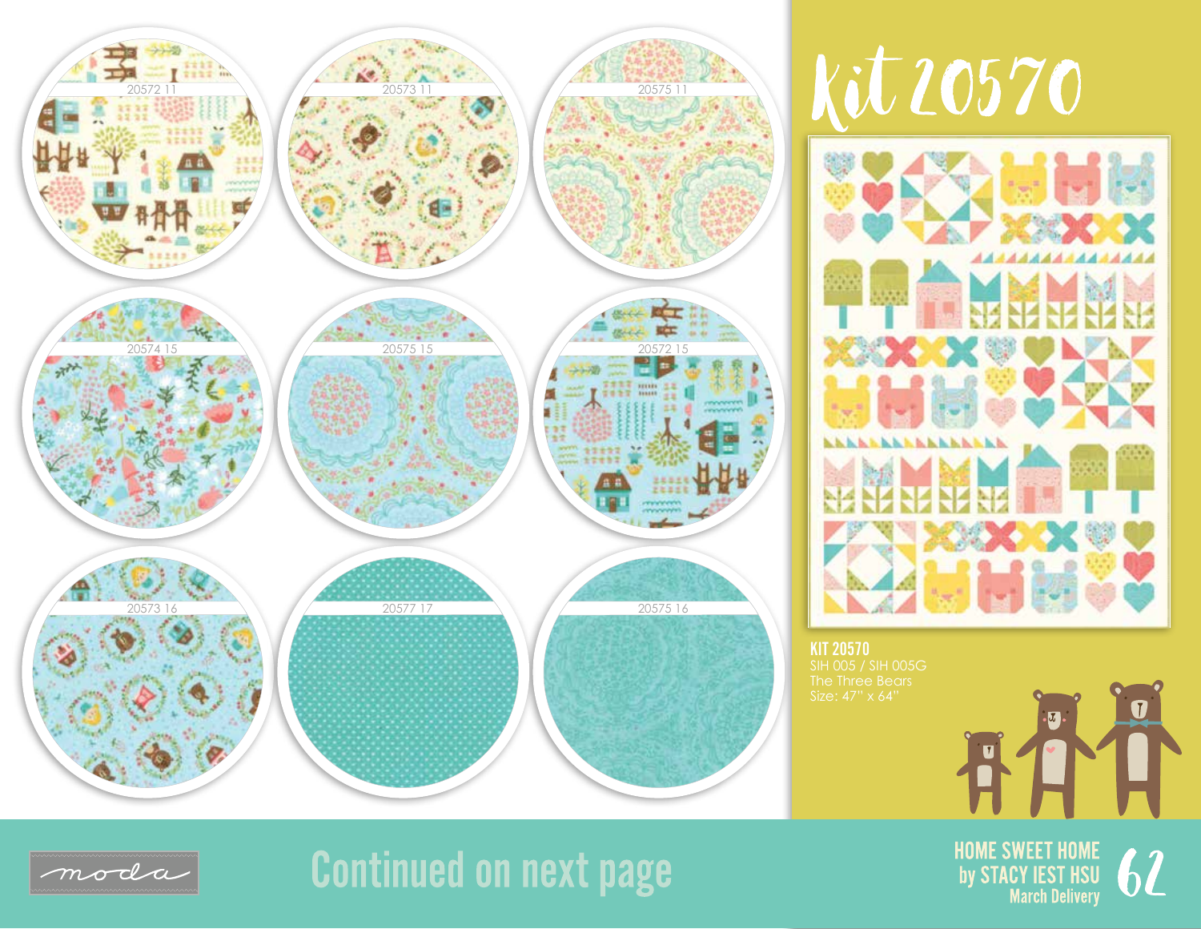20572 11

20573 11

20575 11

20574 15

20575 15

20572 15

20573 16

20577 17

20575 16

# Kit 20570

**KIT 20570**
SIH 005 / SIH 005G
The Three Bears
Size: 47" x 64"

Continued on next page

HOME SWEET HOME
by STACY IEST HSU
March Delivery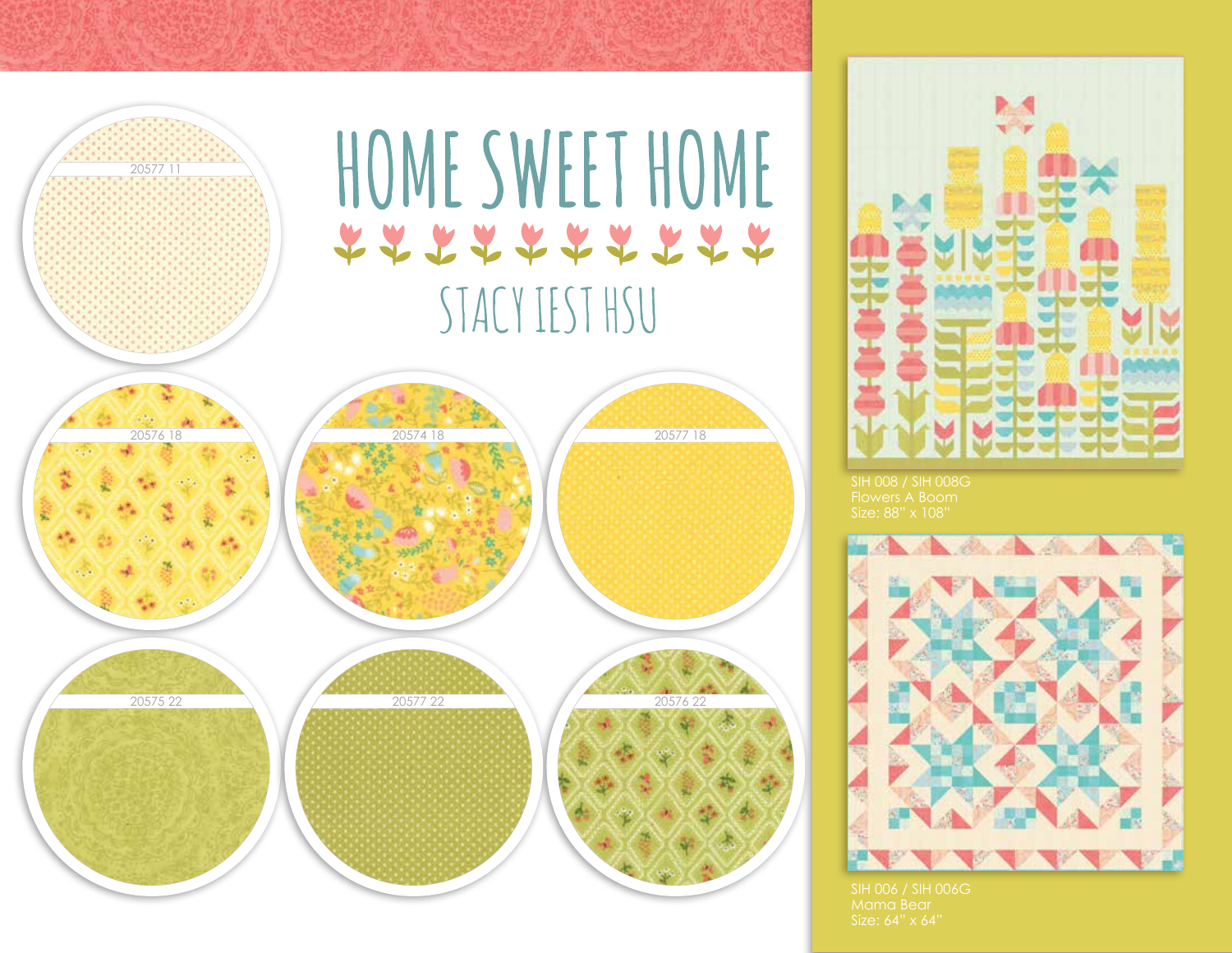# HOME SWEET HOME

## STACY IEST HSU

20577 11

20576 18

20574 18

20577 18

20575 22

20577 22

20576 22

SIH 008 / SIH 008G
Flowers A Boom
Size: 88" x 108"

SIH 006 / SIH 006G
Mama Bear
Size: 64" x 64"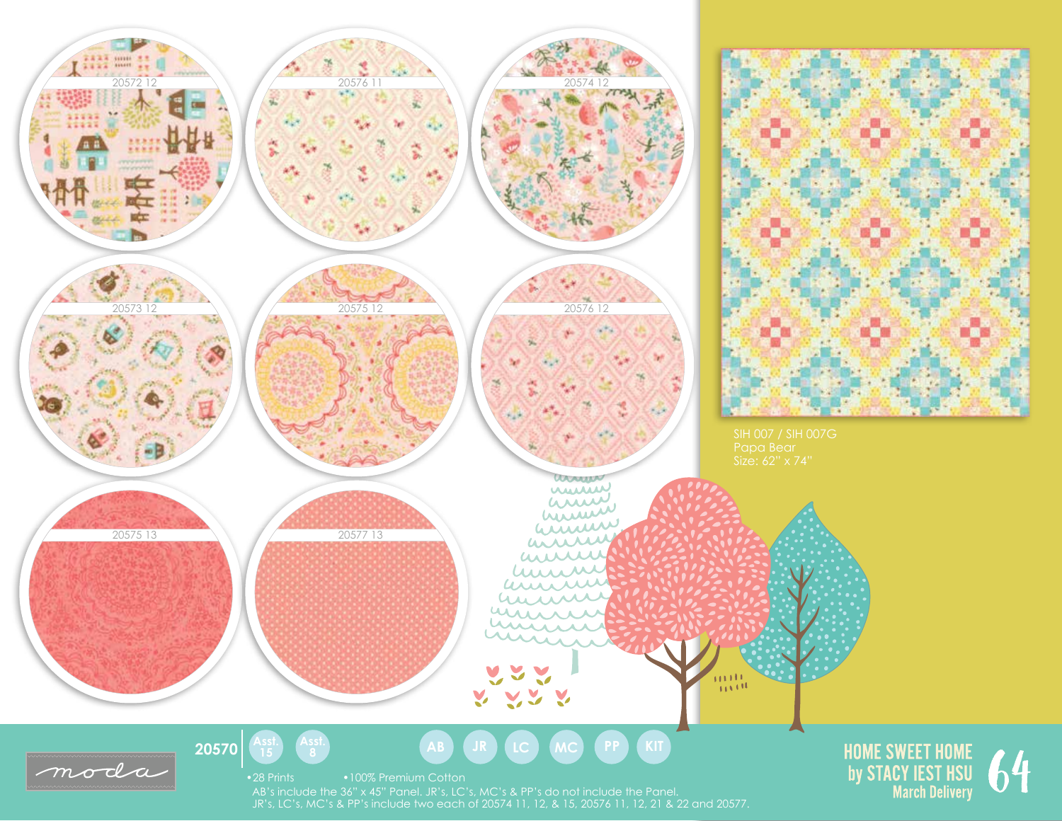20572 12

20576 11

20574 12

20573 12

20575 12

20576 12

20575 13

20577 13

SIH 007 / SIH 007G
Papa Bear
Size: 62" x 74"

moda

20570 | Asst. 15 | Asst. 8 | AB | JR | LC | MC | PP | KIT

- 28 Prints
- 100% Premium Cotton

AB's include the 36" x 45" Panel. JR's, LC's, MC's & PP's do not include the Panel.
JR's, LC's, MC's & PP's include two each of 20574 11, 12, & 15, 20576 11, 12, 21 & 22 and 20577.

HOME SWEET HOME
by STACY IEST HSU
March Delivery